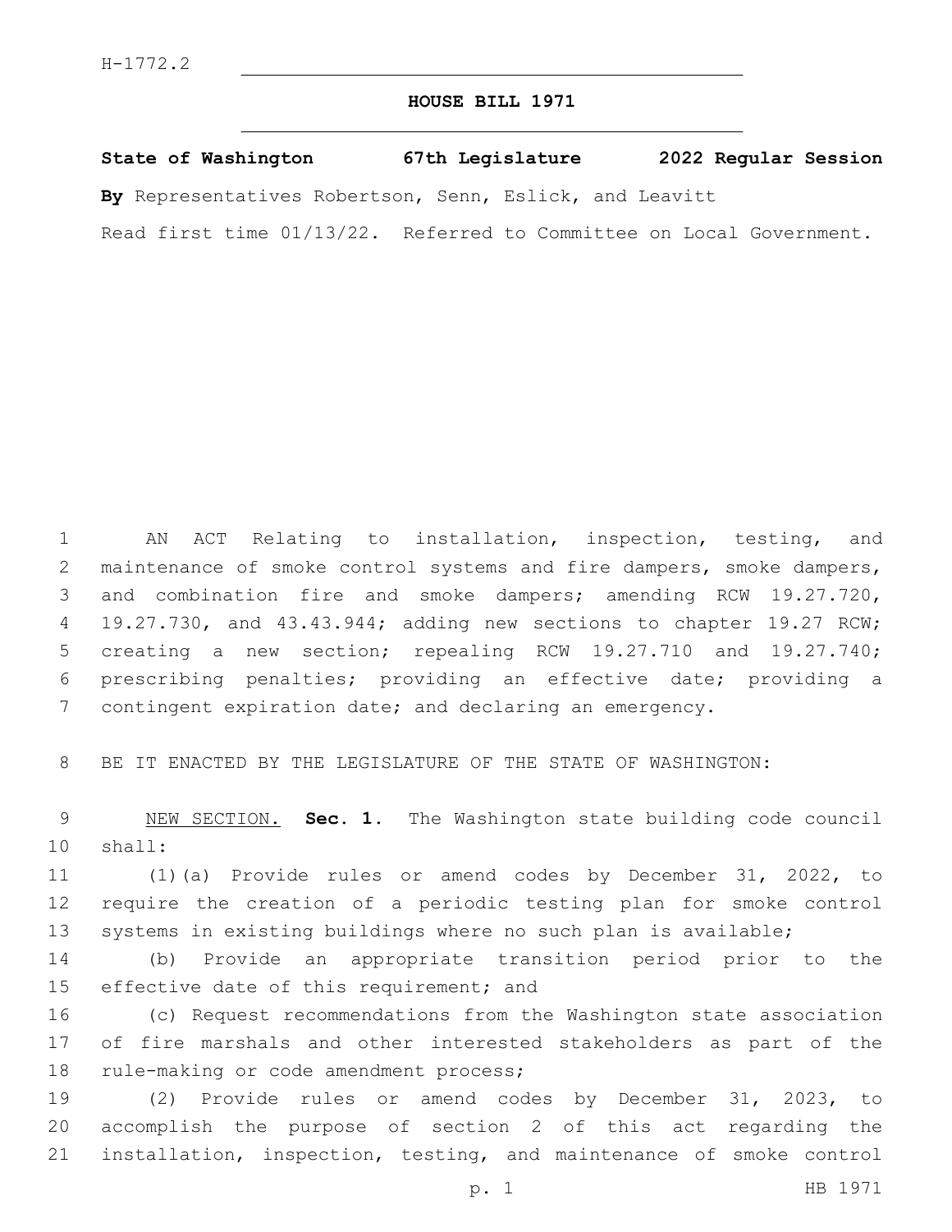H-1772.2

# HOUSE BILL 1971

**State of Washington 67th Legislature 2022 Regular Session**

**By** Representatives Robertson, Senn, Eslick, and Leavitt

Read first time 01/13/22. Referred to Committee on Local Government.

AN ACT Relating to installation, inspection, testing, and maintenance of smoke control systems and fire dampers, smoke dampers, and combination fire and smoke dampers; amending RCW 19.27.720, 19.27.730, and 43.43.944; adding new sections to chapter 19.27 RCW; creating a new section; repealing RCW 19.27.710 and 19.27.740; prescribing penalties; providing an effective date; providing a contingent expiration date; and declaring an emergency.

BE IT ENACTED BY THE LEGISLATURE OF THE STATE OF WASHINGTON:

NEW SECTION. **Sec. 1.** The Washington state building code council shall:

(1)(a) Provide rules or amend codes by December 31, 2022, to require the creation of a periodic testing plan for smoke control systems in existing buildings where no such plan is available;

(b) Provide an appropriate transition period prior to the effective date of this requirement; and

(c) Request recommendations from the Washington state association of fire marshals and other interested stakeholders as part of the rule-making or code amendment process;

(2) Provide rules or amend codes by December 31, 2023, to accomplish the purpose of section 2 of this act regarding the installation, inspection, testing, and maintenance of smoke control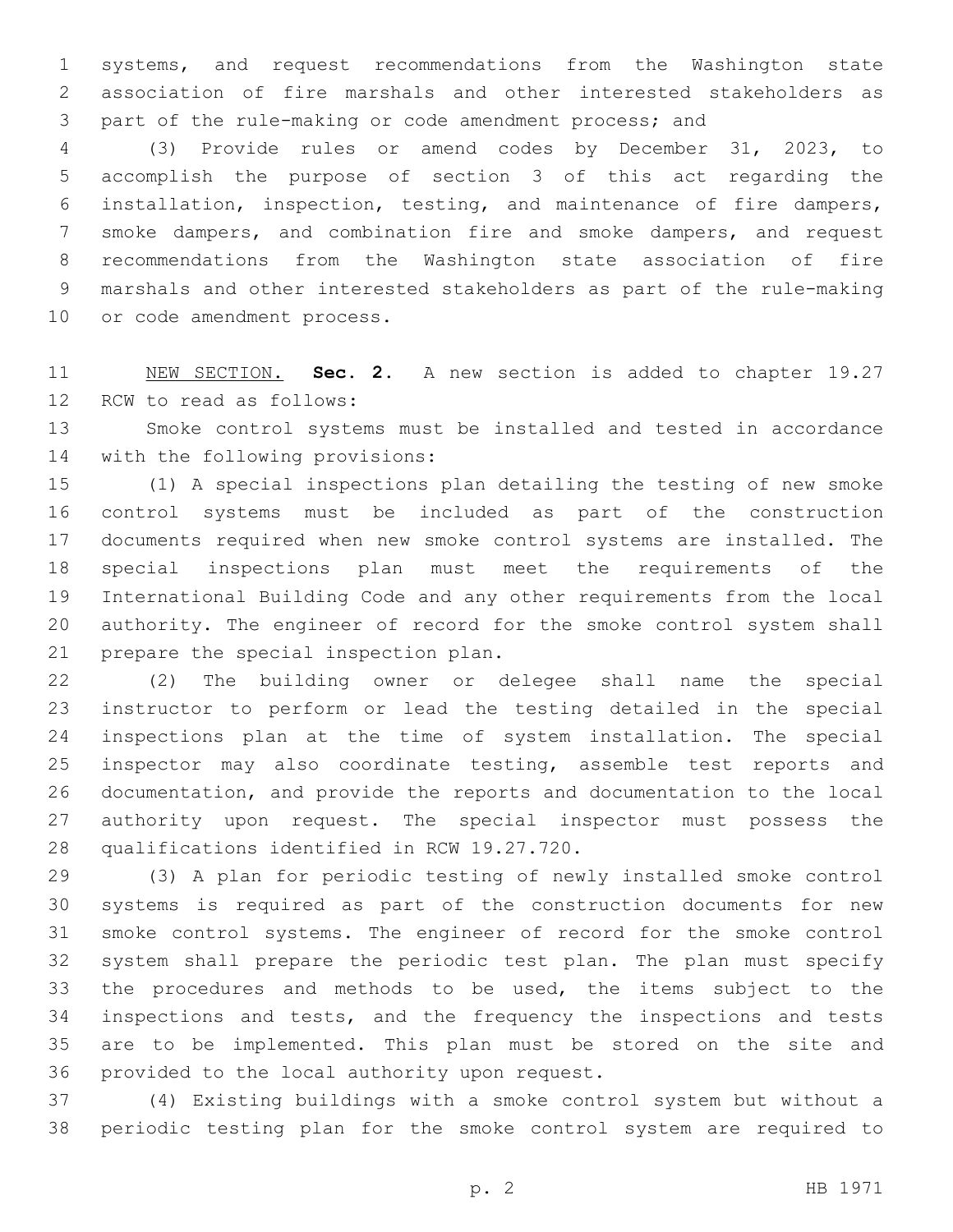systems, and request recommendations from the Washington state association of fire marshals and other interested stakeholders as part of the rule-making or code amendment process; and

(3) Provide rules or amend codes by December 31, 2023, to accomplish the purpose of section 3 of this act regarding the installation, inspection, testing, and maintenance of fire dampers, smoke dampers, and combination fire and smoke dampers, and request recommendations from the Washington state association of fire marshals and other interested stakeholders as part of the rule-making or code amendment process.

NEW SECTION. **Sec. 2.** A new section is added to chapter 19.27 RCW to read as follows:

Smoke control systems must be installed and tested in accordance with the following provisions:

(1) A special inspections plan detailing the testing of new smoke control systems must be included as part of the construction documents required when new smoke control systems are installed. The special inspections plan must meet the requirements of the International Building Code and any other requirements from the local authority. The engineer of record for the smoke control system shall prepare the special inspection plan.

(2) The building owner or delegee shall name the special instructor to perform or lead the testing detailed in the special inspections plan at the time of system installation. The special inspector may also coordinate testing, assemble test reports and documentation, and provide the reports and documentation to the local authority upon request. The special inspector must possess the qualifications identified in RCW 19.27.720.

(3) A plan for periodic testing of newly installed smoke control systems is required as part of the construction documents for new smoke control systems. The engineer of record for the smoke control system shall prepare the periodic test plan. The plan must specify the procedures and methods to be used, the items subject to the inspections and tests, and the frequency the inspections and tests are to be implemented. This plan must be stored on the site and provided to the local authority upon request.

(4) Existing buildings with a smoke control system but without a periodic testing plan for the smoke control system are required to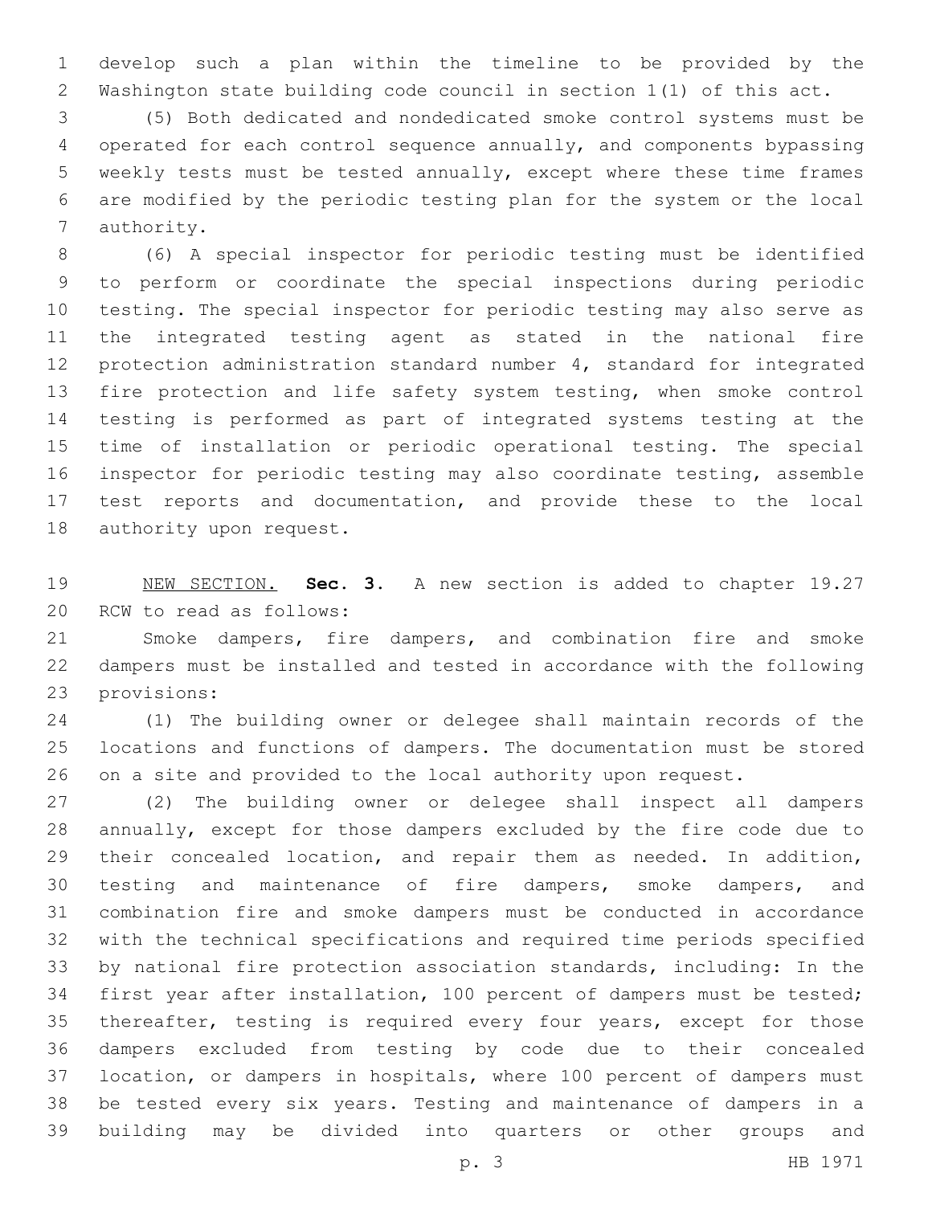develop such a plan within the timeline to be provided by the Washington state building code council in section 1(1) of this act.

(5) Both dedicated and nondedicated smoke control systems must be operated for each control sequence annually, and components bypassing weekly tests must be tested annually, except where these time frames are modified by the periodic testing plan for the system or the local authority.

(6) A special inspector for periodic testing must be identified to perform or coordinate the special inspections during periodic testing. The special inspector for periodic testing may also serve as the integrated testing agent as stated in the national fire protection administration standard number 4, standard for integrated fire protection and life safety system testing, when smoke control testing is performed as part of integrated systems testing at the time of installation or periodic operational testing. The special inspector for periodic testing may also coordinate testing, assemble test reports and documentation, and provide these to the local authority upon request.

NEW SECTION. **Sec. 3.** A new section is added to chapter 19.27 RCW to read as follows:

Smoke dampers, fire dampers, and combination fire and smoke dampers must be installed and tested in accordance with the following provisions:

(1) The building owner or delegee shall maintain records of the locations and functions of dampers. The documentation must be stored on a site and provided to the local authority upon request.

(2) The building owner or delegee shall inspect all dampers annually, except for those dampers excluded by the fire code due to their concealed location, and repair them as needed. In addition, testing and maintenance of fire dampers, smoke dampers, and combination fire and smoke dampers must be conducted in accordance with the technical specifications and required time periods specified by national fire protection association standards, including: In the first year after installation, 100 percent of dampers must be tested; thereafter, testing is required every four years, except for those dampers excluded from testing by code due to their concealed location, or dampers in hospitals, where 100 percent of dampers must be tested every six years. Testing and maintenance of dampers in a building may be divided into quarters or other groups and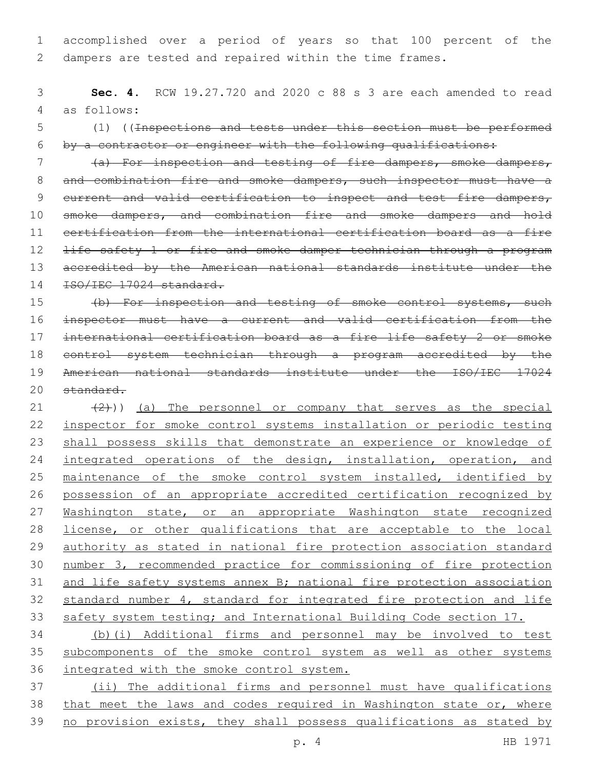accomplished over a period of years so that 100 percent of the dampers are tested and repaired within the time frames.

**Sec. 4.** RCW 19.27.720 and 2020 c 88 s 3 are each amended to read as follows:

(1) ((~~Inspections and tests under this section must be performed by a contractor or engineer with the following qualifications:~~

~~(a) For inspection and testing of fire dampers, smoke dampers, and combination fire and smoke dampers, such inspector must have a current and valid certification to inspect and test fire dampers, smoke dampers, and combination fire and smoke dampers and hold certification from the international certification board as a fire life safety 1 or fire and smoke damper technician through a program accredited by the American national standards institute under the ISO/IEC 17024 standard.~~

~~(b) For inspection and testing of smoke control systems, such inspector must have a current and valid certification from the international certification board as a fire life safety 2 or smoke control system technician through a program accredited by the American national standards institute under the ISO/IEC 17024 standard.~~

~~(2)~~)) <u>(a) The personnel or company that serves as the special inspector for smoke control systems installation or periodic testing shall possess skills that demonstrate an experience or knowledge of integrated operations of the design, installation, operation, and maintenance of the smoke control system installed, identified by possession of an appropriate accredited certification recognized by Washington state, or an appropriate Washington state recognized license, or other qualifications that are acceptable to the local authority as stated in national fire protection association standard number 3, recommended practice for commissioning of fire protection and life safety systems annex B; national fire protection association standard number 4, standard for integrated fire protection and life safety system testing; and International Building Code section 17.</u>

<u>(b)(i) Additional firms and personnel may be involved to test subcomponents of the smoke control system as well as other systems integrated with the smoke control system.</u>

<u>(ii) The additional firms and personnel must have qualifications that meet the laws and codes required in Washington state or, where no provision exists, they shall possess qualifications as stated by</u>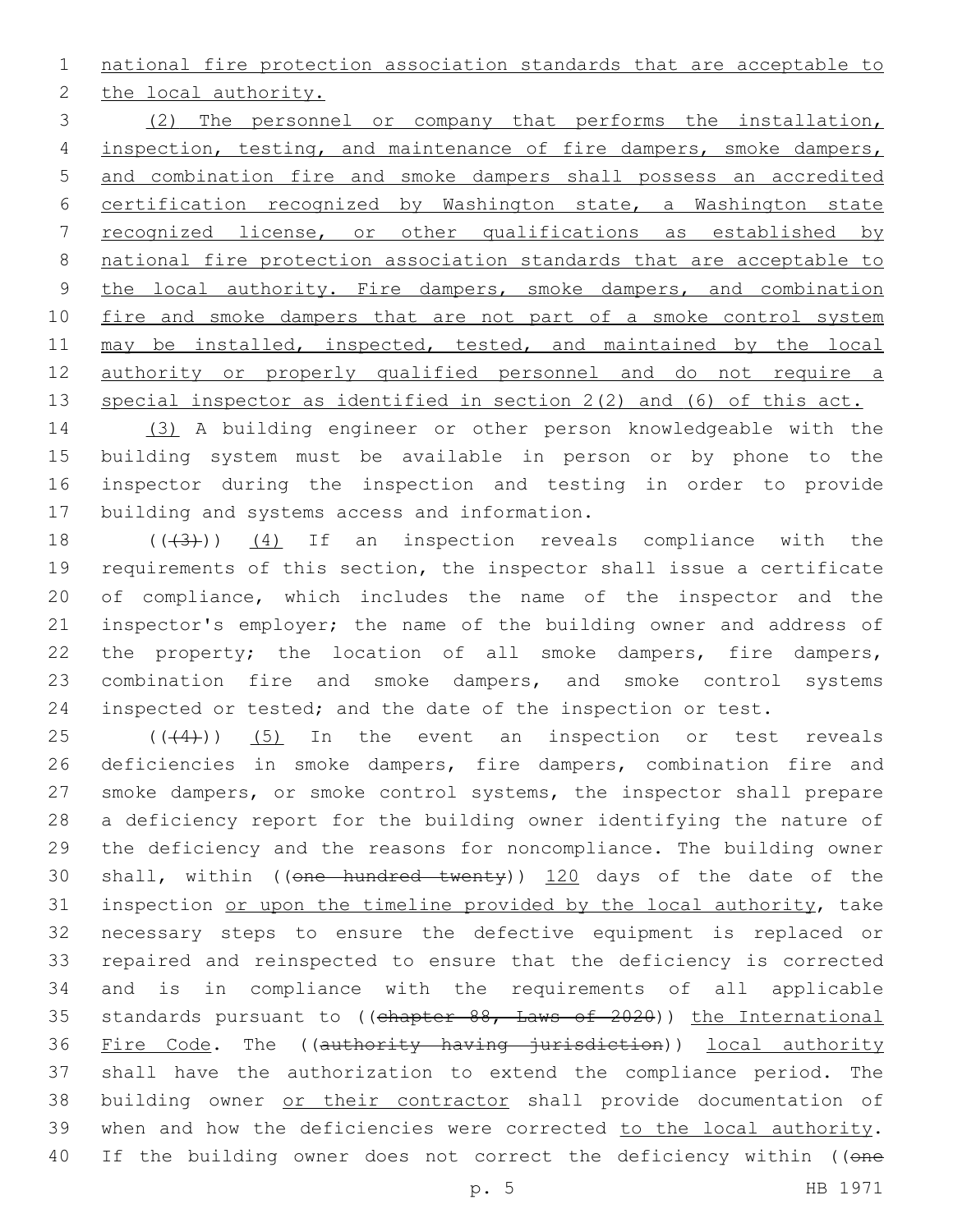national fire protection association standards that are acceptable to the local authority.

(2) The personnel or company that performs the installation, inspection, testing, and maintenance of fire dampers, smoke dampers, and combination fire and smoke dampers shall possess an accredited certification recognized by Washington state, a Washington state recognized license, or other qualifications as established by national fire protection association standards that are acceptable to the local authority. Fire dampers, smoke dampers, and combination fire and smoke dampers that are not part of a smoke control system may be installed, inspected, tested, and maintained by the local authority or properly qualified personnel and do not require a special inspector as identified in section 2(2) and (6) of this act.

(3) A building engineer or other person knowledgeable with the building system must be available in person or by phone to the inspector during the inspection and testing in order to provide building and systems access and information.

(((3))) (4) If an inspection reveals compliance with the requirements of this section, the inspector shall issue a certificate of compliance, which includes the name of the inspector and the inspector's employer; the name of the building owner and address of the property; the location of all smoke dampers, fire dampers, combination fire and smoke dampers, and smoke control systems inspected or tested; and the date of the inspection or test.

(((4))) (5) In the event an inspection or test reveals deficiencies in smoke dampers, fire dampers, combination fire and smoke dampers, or smoke control systems, the inspector shall prepare a deficiency report for the building owner identifying the nature of the deficiency and the reasons for noncompliance. The building owner shall, within ((one hundred twenty)) 120 days of the date of the inspection or upon the timeline provided by the local authority, take necessary steps to ensure the defective equipment is replaced or repaired and reinspected to ensure that the deficiency is corrected and is in compliance with the requirements of all applicable standards pursuant to ((chapter 88, Laws of 2020)) the International Fire Code. The ((authority having jurisdiction)) local authority shall have the authorization to extend the compliance period. The building owner or their contractor shall provide documentation of when and how the deficiencies were corrected to the local authority. If the building owner does not correct the deficiency within ((one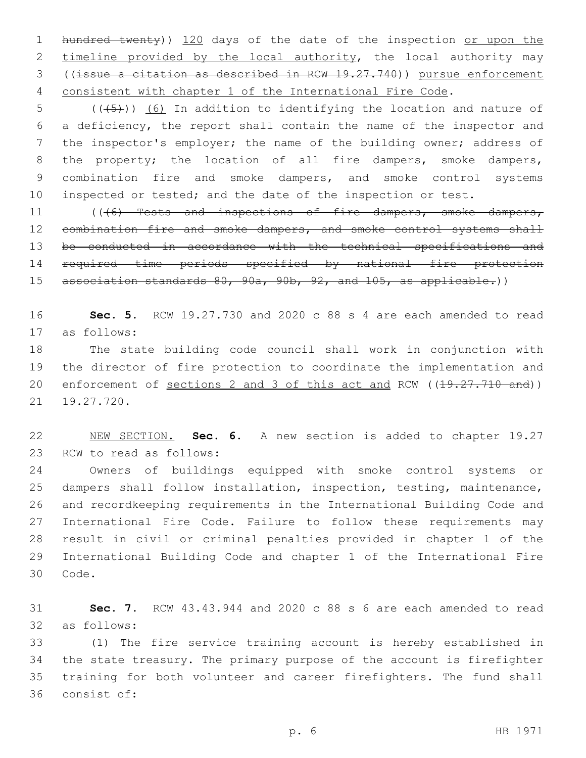hundred twenty)) 120 days of the date of the inspection or upon the timeline provided by the local authority, the local authority may ((issue a citation as described in RCW 19.27.740)) pursue enforcement consistent with chapter 1 of the International Fire Code.

(((5))) (6) In addition to identifying the location and nature of a deficiency, the report shall contain the name of the inspector and the inspector's employer; the name of the building owner; address of the property; the location of all fire dampers, smoke dampers, combination fire and smoke dampers, and smoke control systems inspected or tested; and the date of the inspection or test.

(((6) Tests and inspections of fire dampers, smoke dampers, combination fire and smoke dampers, and smoke control systems shall be conducted in accordance with the technical specifications and required time periods specified by national fire protection association standards 80, 90a, 90b, 92, and 105, as applicable.))

**Sec. 5.** RCW 19.27.730 and 2020 c 88 s 4 are each amended to read as follows:

The state building code council shall work in conjunction with the director of fire protection to coordinate the implementation and enforcement of sections 2 and 3 of this act and RCW ((19.27.710 and)) 19.27.720.

NEW SECTION. **Sec. 6.** A new section is added to chapter 19.27 RCW to read as follows:

Owners of buildings equipped with smoke control systems or dampers shall follow installation, inspection, testing, maintenance, and recordkeeping requirements in the International Building Code and International Fire Code. Failure to follow these requirements may result in civil or criminal penalties provided in chapter 1 of the International Building Code and chapter 1 of the International Fire Code.

**Sec. 7.** RCW 43.43.944 and 2020 c 88 s 6 are each amended to read as follows:

(1) The fire service training account is hereby established in the state treasury. The primary purpose of the account is firefighter training for both volunteer and career firefighters. The fund shall consist of: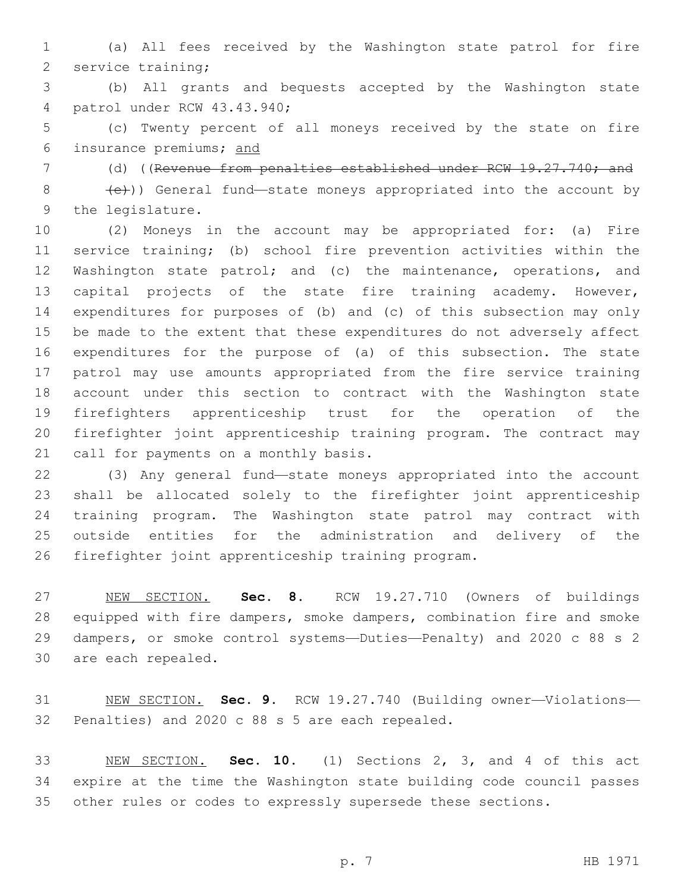(a) All fees received by the Washington state patrol for fire service training;

(b) All grants and bequests accepted by the Washington state patrol under RCW 43.43.940;

(c) Twenty percent of all moneys received by the state on fire insurance premiums; and

(d) ((~~Revenue from penalties established under RCW 19.27.740; and~~

~~(e)~~)) General fund—state moneys appropriated into the account by the legislature.

(2) Moneys in the account may be appropriated for: (a) Fire service training; (b) school fire prevention activities within the Washington state patrol; and (c) the maintenance, operations, and capital projects of the state fire training academy. However, expenditures for purposes of (b) and (c) of this subsection may only be made to the extent that these expenditures do not adversely affect expenditures for the purpose of (a) of this subsection. The state patrol may use amounts appropriated from the fire service training account under this section to contract with the Washington state firefighters apprenticeship trust for the operation of the firefighter joint apprenticeship training program. The contract may call for payments on a monthly basis.

(3) Any general fund—state moneys appropriated into the account shall be allocated solely to the firefighter joint apprenticeship training program. The Washington state patrol may contract with outside entities for the administration and delivery of the firefighter joint apprenticeship training program.

NEW SECTION. **Sec. 8.** RCW 19.27.710 (Owners of buildings equipped with fire dampers, smoke dampers, combination fire and smoke dampers, or smoke control systems—Duties—Penalty) and 2020 c 88 s 2 are each repealed.

NEW SECTION. **Sec. 9.** RCW 19.27.740 (Building owner—Violations—Penalties) and 2020 c 88 s 5 are each repealed.

NEW SECTION. **Sec. 10.** (1) Sections 2, 3, and 4 of this act expire at the time the Washington state building code council passes other rules or codes to expressly supersede these sections.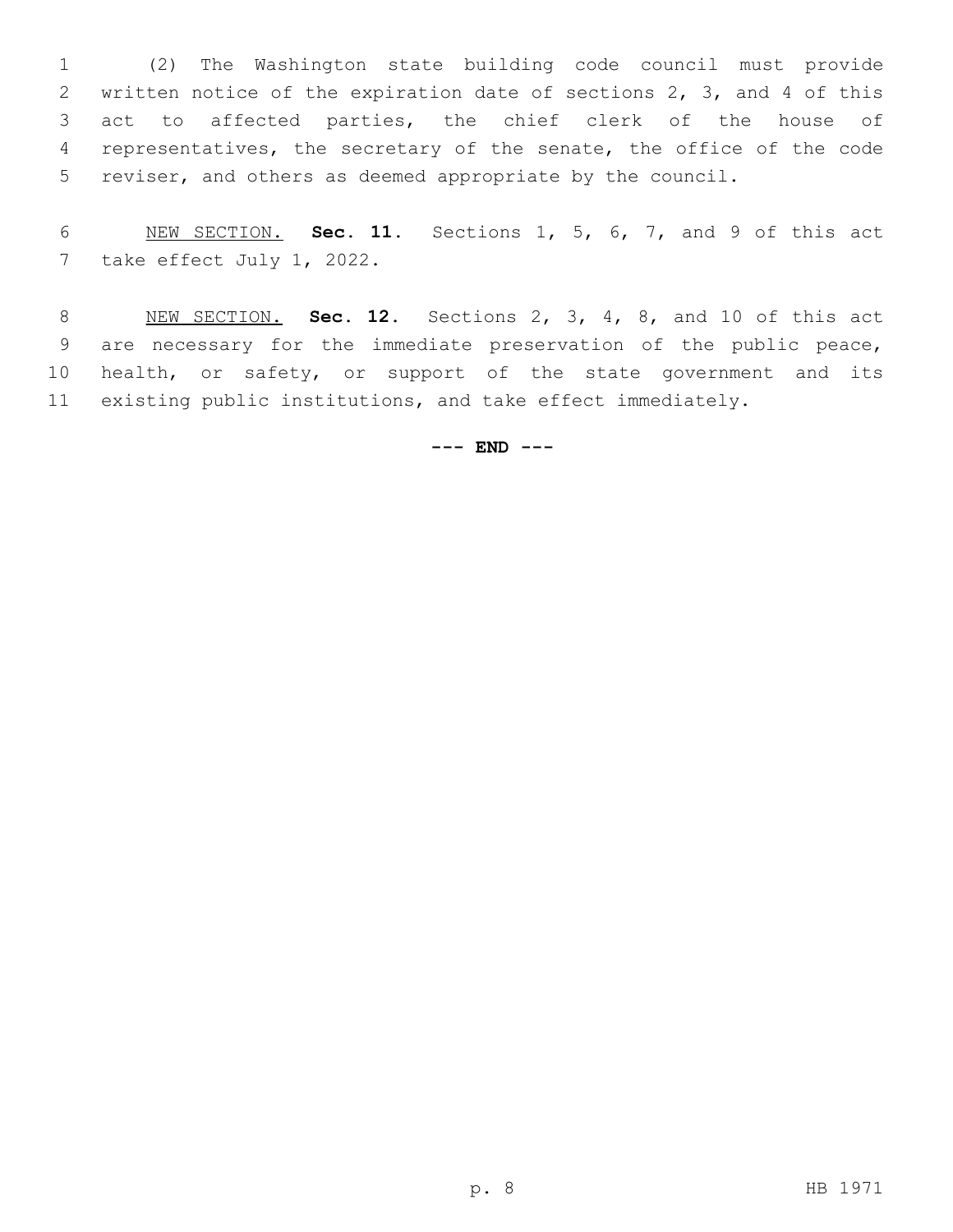(2) The Washington state building code council must provide written notice of the expiration date of sections 2, 3, and 4 of this act to affected parties, the chief clerk of the house of representatives, the secretary of the senate, the office of the code reviser, and others as deemed appropriate by the council.

NEW SECTION. **Sec. 11.** Sections 1, 5, 6, 7, and 9 of this act take effect July 1, 2022.

NEW SECTION. **Sec. 12.** Sections 2, 3, 4, 8, and 10 of this act are necessary for the immediate preservation of the public peace, health, or safety, or support of the state government and its existing public institutions, and take effect immediately.

**--- END ---**